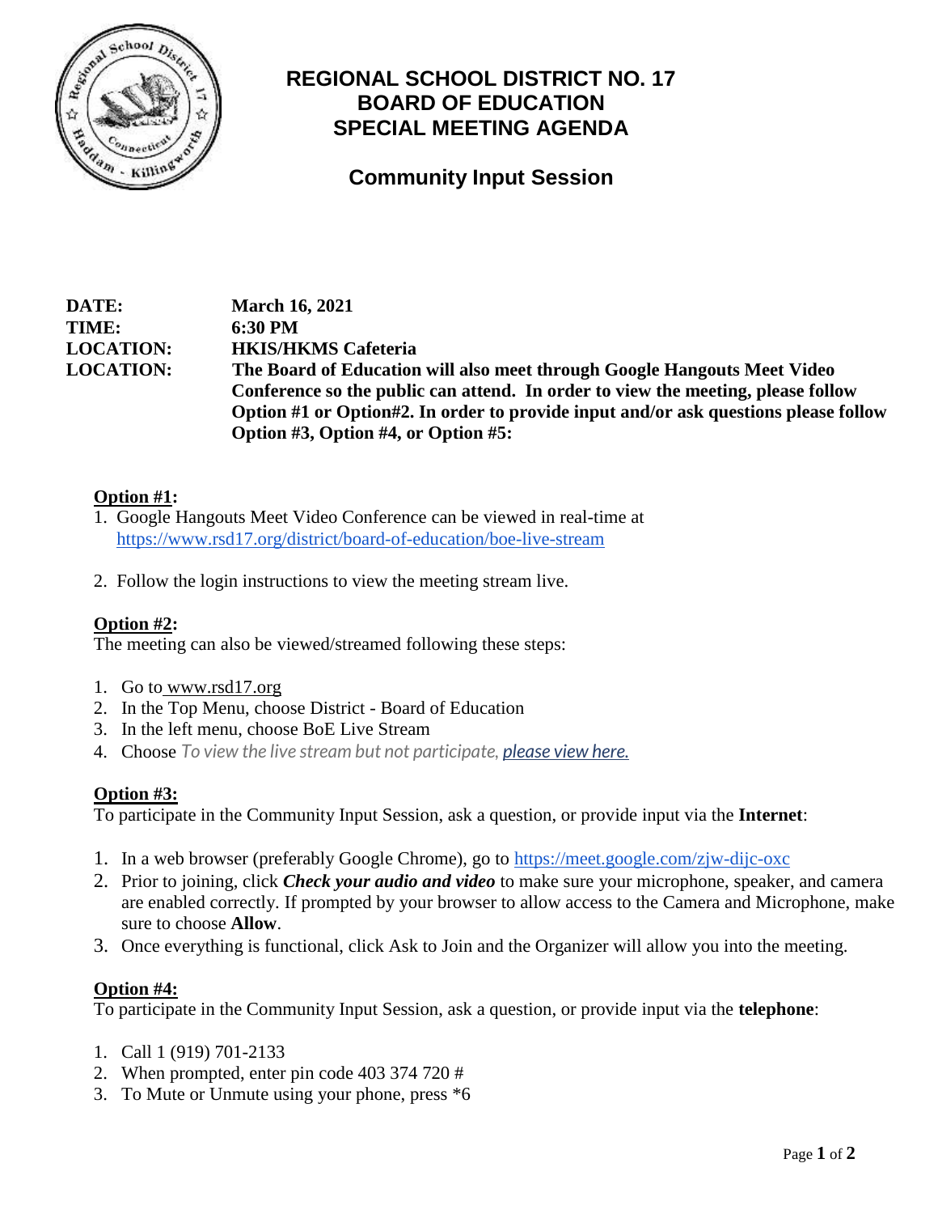# REGIONAL SCHOOL DISTRICT NO. 17
# BOARD OF EDUCATION
# SPECIAL MEETING AGENDA

## Community Input Session

**DATE:** **March 16, 2021**
**TIME:** **6:30 PM**
**LOCATION:** **HKIS/HKMS Cafeteria**
**LOCATION:** **The Board of Education will also meet through Google Hangouts Meet Video Conference so the public can attend. In order to view the meeting, please follow Option #1 or Option#2. In order to provide input and/or ask questions please follow Option #3, Option #4, or Option #5:**

**<u>Option #1</u>:**

1. Google Hangouts Meet Video Conference can be viewed in real-time at https://www.rsd17.org/district/board-of-education/boe-live-stream
2. Follow the login instructions to view the meeting stream live.

**<u>Option #2</u>:**

The meeting can also be viewed/streamed following these steps:

1. Go to www.rsd17.org
2. In the Top Menu, choose District - Board of Education
3. In the left menu, choose BoE Live Stream
4. Choose *To view the live stream but not participate, please view here.*

**<u>Option #3:</u>**

To participate in the Community Input Session, ask a question, or provide input via the **Internet**:

1. In a web browser (preferably Google Chrome), go to https://meet.google.com/zjw-dijc-oxc
2. Prior to joining, click ***Check your audio and video*** to make sure your microphone, speaker, and camera are enabled correctly. If prompted by your browser to allow access to the Camera and Microphone, make sure to choose **Allow**.
3. Once everything is functional, click Ask to Join and the Organizer will allow you into the meeting.

**<u>Option #4:</u>**

To participate in the Community Input Session, ask a question, or provide input via the **telephone**:

1. Call 1 (919) 701-2133
2. When prompted, enter pin code 403 374 720 #
3. To Mute or Unmute using your phone, press *6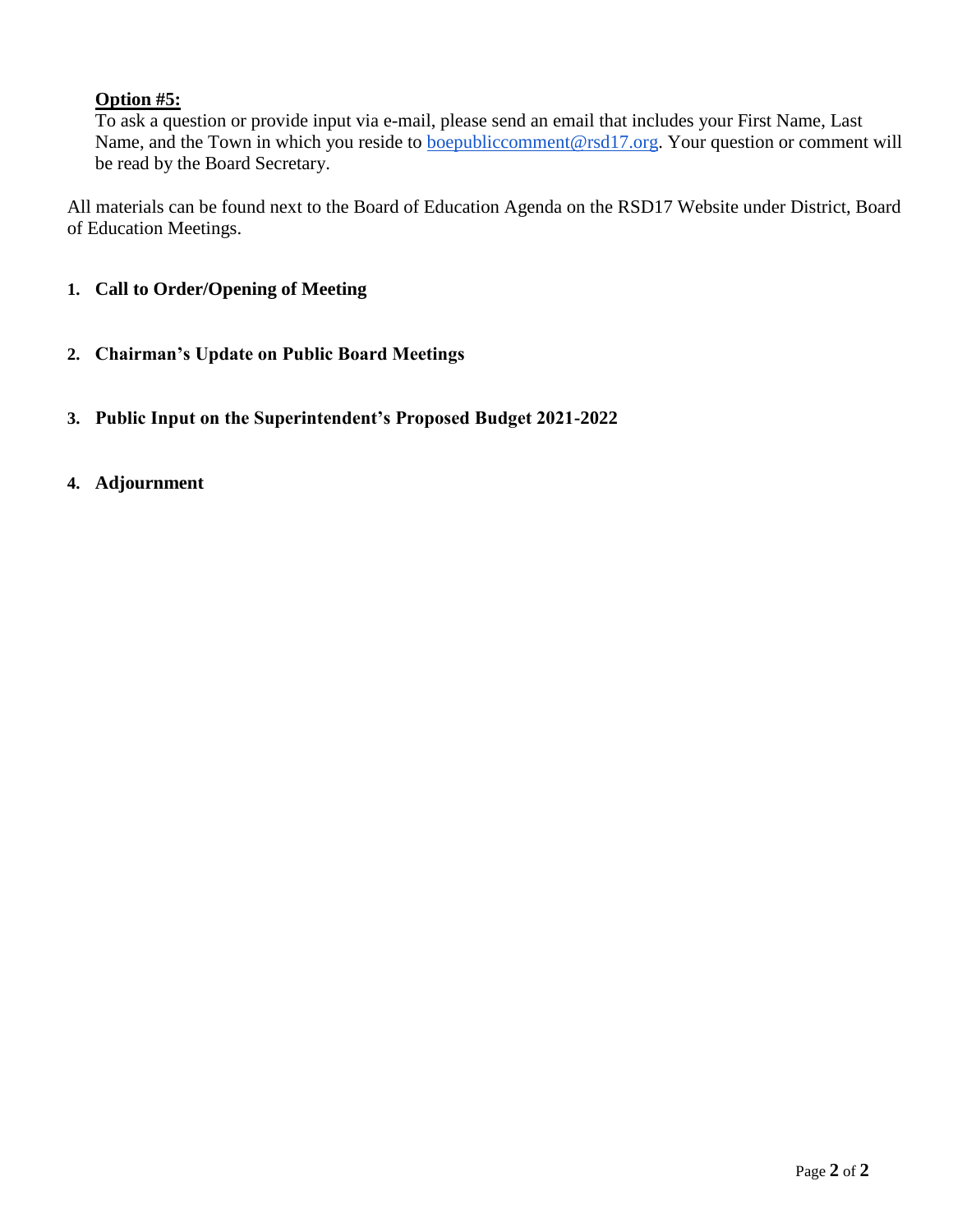**Option #5:**

To ask a question or provide input via e-mail, please send an email that includes your First Name, Last Name, and the Town in which you reside to boepubliccomment@rsd17.org. Your question or comment will be read by the Board Secretary.

All materials can be found next to the Board of Education Agenda on the RSD17 Website under District, Board of Education Meetings.

1. **Call to Order/Opening of Meeting**

2. **Chairman's Update on Public Board Meetings**

3. **Public Input on the Superintendent's Proposed Budget 2021-2022**

4. **Adjournment**